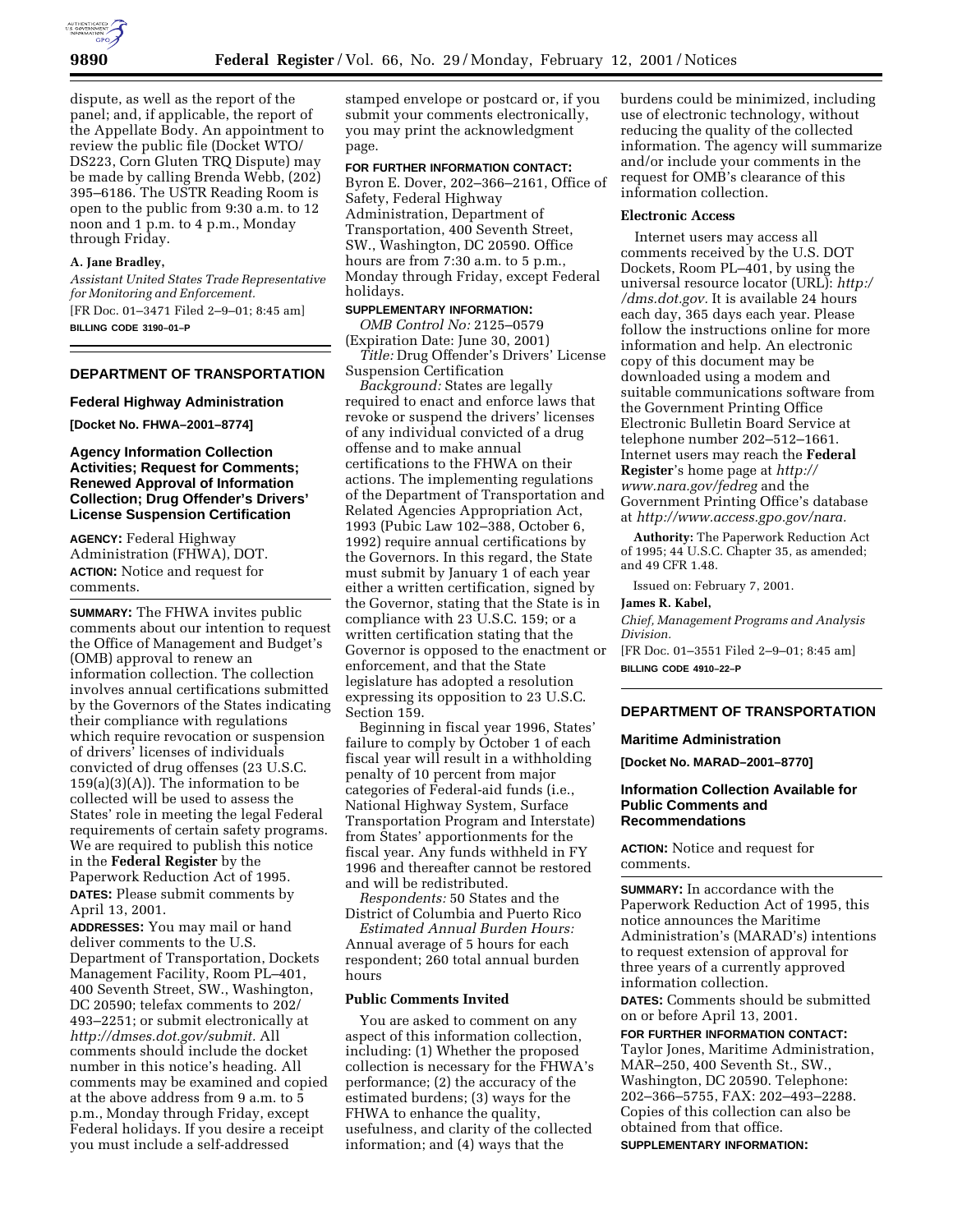dispute, as well as the report of the panel; and, if applicable, the report of the Appellate Body. An appointment to review the public file (Docket WTO/DS223, Corn Gluten TRQ Dispute) may be made by calling Brenda Webb, (202) 395–6186. The USTR Reading Room is open to the public from 9:30 a.m. to 12 noon and 1 p.m. to 4 p.m., Monday through Friday.

**A. Jane Bradley,**

*Assistant United States Trade Representative for Monitoring and Enforcement.*

[FR Doc. 01–3471 Filed 2–9–01; 8:45 am]

**BILLING CODE 3190–01–P**

## DEPARTMENT OF TRANSPORTATION

### Federal Highway Administration

**[Docket No. FHWA–2001–8774]**

### Agency Information Collection Activities; Request for Comments; Renewed Approval of Information Collection; Drug Offender's Drivers' License Suspension Certification

**AGENCY:** Federal Highway Administration (FHWA), DOT.

**ACTION:** Notice and request for comments.

**SUMMARY:** The FHWA invites public comments about our intention to request the Office of Management and Budget's (OMB) approval to renew an information collection. The collection involves annual certifications submitted by the Governors of the States indicating their compliance with regulations which require revocation or suspension of drivers' licenses of individuals convicted of drug offenses (23 U.S.C. 159(a)(3)(A)). The information to be collected will be used to assess the States' role in meeting the legal Federal requirements of certain safety programs. We are required to publish this notice in the **Federal Register** by the Paperwork Reduction Act of 1995.

**DATES:** Please submit comments by April 13, 2001.

**ADDRESSES:** You may mail or hand deliver comments to the U.S. Department of Transportation, Dockets Management Facility, Room PL–401, 400 Seventh Street, SW., Washington, DC 20590; telefax comments to 202/493–2251; or submit electronically at *http://dmses.dot.gov/submit.* All comments should include the docket number in this notice's heading. All comments may be examined and copied at the above address from 9 a.m. to 5 p.m., Monday through Friday, except Federal holidays. If you desire a receipt you must include a self-addressed stamped envelope or postcard or, if you submit your comments electronically, you may print the acknowledgment page.

**FOR FURTHER INFORMATION CONTACT:** Byron E. Dover, 202–366–2161, Office of Safety, Federal Highway Administration, Department of Transportation, 400 Seventh Street, SW., Washington, DC 20590. Office hours are from 7:30 a.m. to 5 p.m., Monday through Friday, except Federal holidays.

**SUPPLEMENTARY INFORMATION:**

*OMB Control No:* 2125–0579 (Expiration Date: June 30, 2001)

*Title:* Drug Offender's Drivers' License Suspension Certification

*Background:* States are legally required to enact and enforce laws that revoke or suspend the drivers' licenses of any individual convicted of a drug offense and to make annual certifications to the FHWA on their actions. The implementing regulations of the Department of Transportation and Related Agencies Appropriation Act, 1993 (Pubic Law 102–388, October 6, 1992) require annual certifications by the Governors. In this regard, the State must submit by January 1 of each year either a written certification, signed by the Governor, stating that the State is in compliance with 23 U.S.C. 159; or a written certification stating that the Governor is opposed to the enactment or enforcement, and that the State legislature has adopted a resolution expressing its opposition to 23 U.S.C. Section 159.

Beginning in fiscal year 1996, States' failure to comply by October 1 of each fiscal year will result in a withholding penalty of 10 percent from major categories of Federal-aid funds (i.e., National Highway System, Surface Transportation Program and Interstate) from States' apportionments for the fiscal year. Any funds withheld in FY 1996 and thereafter cannot be restored and will be redistributed.

*Respondents:* 50 States and the District of Columbia and Puerto Rico

*Estimated Annual Burden Hours:* Annual average of 5 hours for each respondent; 260 total annual burden hours

### Public Comments Invited

You are asked to comment on any aspect of this information collection, including: (1) Whether the proposed collection is necessary for the FHWA's performance; (2) the accuracy of the estimated burdens; (3) ways for the FHWA to enhance the quality, usefulness, and clarity of the collected information; and (4) ways that the burdens could be minimized, including use of electronic technology, without reducing the quality of the collected information. The agency will summarize and/or include your comments in the request for OMB's clearance of this information collection.

### Electronic Access

Internet users may access all comments received by the U.S. DOT Dockets, Room PL–401, by using the universal resource locator (URL): *http://dms.dot.gov.* It is available 24 hours each day, 365 days each year. Please follow the instructions online for more information and help. An electronic copy of this document may be downloaded using a modem and suitable communications software from the Government Printing Office Electronic Bulletin Board Service at telephone number 202–512–1661. Internet users may reach the **Federal Register**'s home page at *http://www.nara.gov/fedreg* and the Government Printing Office's database at *http://www.access.gpo.gov/nara.*

**Authority:** The Paperwork Reduction Act of 1995; 44 U.S.C. Chapter 35, as amended; and 49 CFR 1.48.

Issued on: February 7, 2001.

**James R. Kabel,**

*Chief, Management Programs and Analysis Division.*

[FR Doc. 01–3551 Filed 2–9–01; 8:45 am]

**BILLING CODE 4910–22–P**

## DEPARTMENT OF TRANSPORTATION

### Maritime Administration

**[Docket No. MARAD–2001–8770]**

### Information Collection Available for Public Comments and Recommendations

**ACTION:** Notice and request for comments.

**SUMMARY:** In accordance with the Paperwork Reduction Act of 1995, this notice announces the Maritime Administration's (MARAD's) intentions to request extension of approval for three years of a currently approved information collection.

**DATES:** Comments should be submitted on or before April 13, 2001.

**FOR FURTHER INFORMATION CONTACT:** Taylor Jones, Maritime Administration, MAR–250, 400 Seventh St., SW., Washington, DC 20590. Telephone: 202–366–5755, FAX: 202–493–2288. Copies of this collection can also be obtained from that office.

**SUPPLEMENTARY INFORMATION:**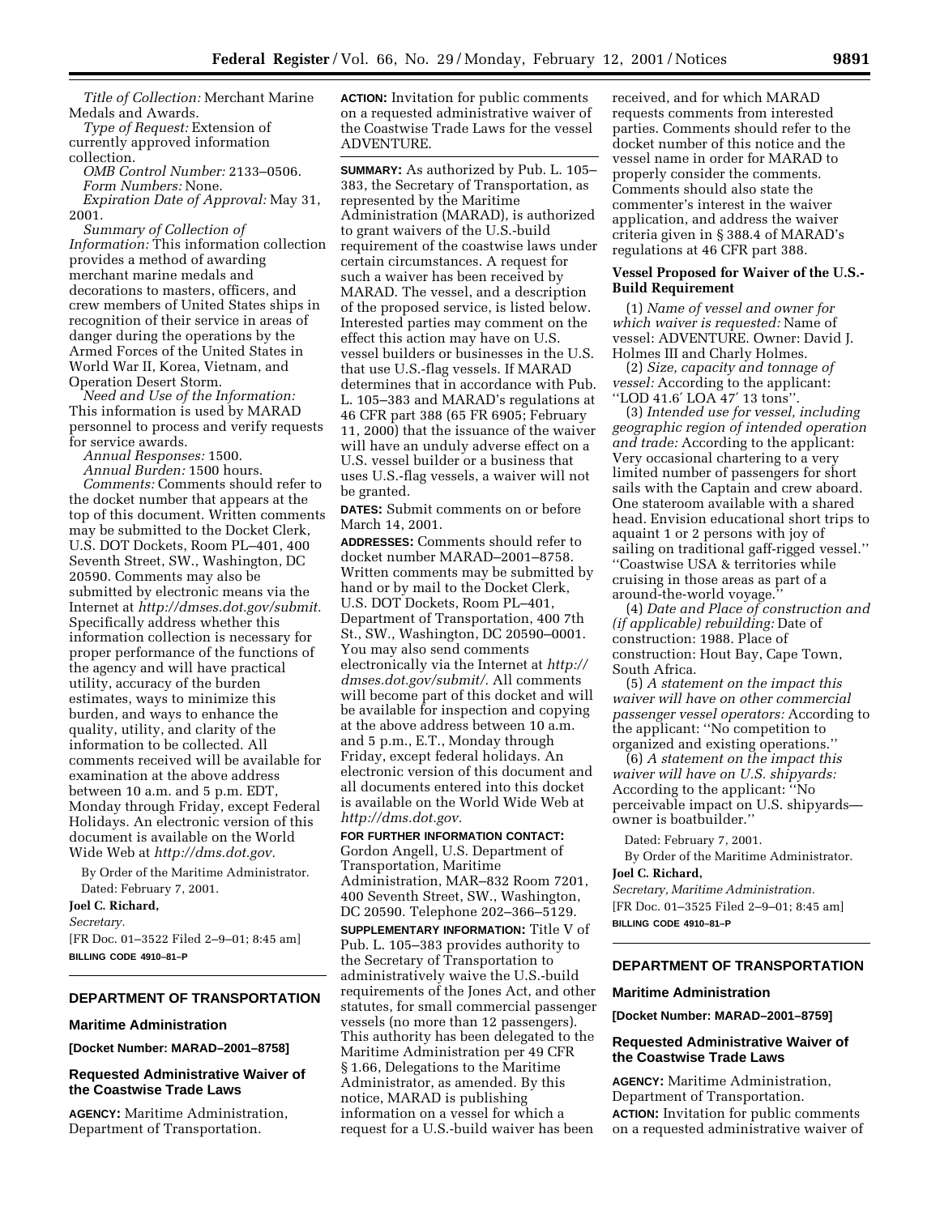*Title of Collection:* Merchant Marine Medals and Awards.

*Type of Request:* Extension of currently approved information collection.

*OMB Control Number:* 2133–0506.

*Form Numbers:* None.

*Expiration Date of Approval:* May 31, 2001.

*Summary of Collection of Information:* This information collection provides a method of awarding merchant marine medals and decorations to masters, officers, and crew members of United States ships in recognition of their service in areas of danger during the operations by the Armed Forces of the United States in World War II, Korea, Vietnam, and Operation Desert Storm.

*Need and Use of the Information:* This information is used by MARAD personnel to process and verify requests for service awards.

*Annual Responses:* 1500.

*Annual Burden:* 1500 hours.

*Comments:* Comments should refer to the docket number that appears at the top of this document. Written comments may be submitted to the Docket Clerk, U.S. DOT Dockets, Room PL–401, 400 Seventh Street, SW., Washington, DC 20590. Comments may also be submitted by electronic means via the Internet at *http://dmses.dot.gov/submit.* Specifically address whether this information collection is necessary for proper performance of the functions of the agency and will have practical utility, accuracy of the burden estimates, ways to minimize this burden, and ways to enhance the quality, utility, and clarity of the information to be collected. All comments received will be available for examination at the above address between 10 a.m. and 5 p.m. EDT, Monday through Friday, except Federal Holidays. An electronic version of this document is available on the World Wide Web at *http://dms.dot.gov.*

By Order of the Maritime Administrator.

Dated: February 7, 2001.

**Joel C. Richard,**

*Secretary.*

[FR Doc. 01–3522 Filed 2–9–01; 8:45 am]

**BILLING CODE 4910–81–P**

## DEPARTMENT OF TRANSPORTATION

### Maritime Administration

**[Docket Number: MARAD–2001–8758]**

### Requested Administrative Waiver of the Coastwise Trade Laws

**AGENCY:** Maritime Administration, Department of Transportation.

**ACTION:** Invitation for public comments on a requested administrative waiver of the Coastwise Trade Laws for the vessel ADVENTURE.

**SUMMARY:** As authorized by Pub. L. 105–383, the Secretary of Transportation, as represented by the Maritime Administration (MARAD), is authorized to grant waivers of the U.S.-build requirement of the coastwise laws under certain circumstances. A request for such a waiver has been received by MARAD. The vessel, and a description of the proposed service, is listed below. Interested parties may comment on the effect this action may have on U.S. vessel builders or businesses in the U.S. that use U.S.-flag vessels. If MARAD determines that in accordance with Pub. L. 105–383 and MARAD's regulations at 46 CFR part 388 (65 FR 6905; February 11, 2000) that the issuance of the waiver will have an unduly adverse effect on a U.S. vessel builder or a business that uses U.S.-flag vessels, a waiver will not be granted.

**DATES:** Submit comments on or before March 14, 2001.

**ADDRESSES:** Comments should refer to docket number MARAD–2001–8758. Written comments may be submitted by hand or by mail to the Docket Clerk, U.S. DOT Dockets, Room PL–401, Department of Transportation, 400 7th St., SW., Washington, DC 20590–0001. You may also send comments electronically via the Internet at *http://dmses.dot.gov/submit/.* All comments will become part of this docket and will be available for inspection and copying at the above address between 10 a.m. and 5 p.m., E.T., Monday through Friday, except federal holidays. An electronic version of this document and all documents entered into this docket is available on the World Wide Web at *http://dms.dot.gov.*

**FOR FURTHER INFORMATION CONTACT:** Gordon Angell, U.S. Department of Transportation, Maritime Administration, MAR–832 Room 7201, 400 Seventh Street, SW., Washington, DC 20590. Telephone 202–366–5129.

**SUPPLEMENTARY INFORMATION:** Title V of Pub. L. 105–383 provides authority to the Secretary of Transportation to administratively waive the U.S.-build requirements of the Jones Act, and other statutes, for small commercial passenger vessels (no more than 12 passengers). This authority has been delegated to the Maritime Administration per 49 CFR § 1.66, Delegations to the Maritime Administrator, as amended. By this notice, MARAD is publishing information on a vessel for which a request for a U.S.-build waiver has been received, and for which MARAD requests comments from interested parties. Comments should refer to the docket number of this notice and the vessel name in order for MARAD to properly consider the comments. Comments should also state the commenter's interest in the waiver application, and address the waiver criteria given in § 388.4 of MARAD's regulations at 46 CFR part 388.

### Vessel Proposed for Waiver of the U.S.-Build Requirement

(1) *Name of vessel and owner for which waiver is requested:* Name of vessel: ADVENTURE. Owner: David J. Holmes III and Charly Holmes.

(2) *Size, capacity and tonnage of vessel:* According to the applicant: ''LOD 41.6′ LOA 47′ 13 tons''.

(3) *Intended use for vessel, including geographic region of intended operation and trade:* According to the applicant: Very occasional chartering to a very limited number of passengers for short sails with the Captain and crew aboard. One stateroom available with a shared head. Envision educational short trips to aquaint 1 or 2 persons with joy of sailing on traditional gaff-rigged vessel.'' ''Coastwise USA & territories while cruising in those areas as part of a around-the-world voyage.''

(4) *Date and Place of construction and (if applicable) rebuilding:* Date of construction: 1988. Place of construction: Hout Bay, Cape Town, South Africa.

(5) *A statement on the impact this waiver will have on other commercial passenger vessel operators:* According to the applicant: ''No competition to organized and existing operations.''

(6) *A statement on the impact this waiver will have on U.S. shipyards:* According to the applicant: ''No perceivable impact on U.S. shipyards—owner is boatbuilder.''

Dated: February 7, 2001.

By Order of the Maritime Administrator.

**Joel C. Richard,**

*Secretary, Maritime Administration.*

[FR Doc. 01–3525 Filed 2–9–01; 8:45 am]

**BILLING CODE 4910–81–P**

## DEPARTMENT OF TRANSPORTATION

### Maritime Administration

**[Docket Number: MARAD–2001–8759]**

### Requested Administrative Waiver of the Coastwise Trade Laws

**AGENCY:** Maritime Administration, Department of Transportation.

**ACTION:** Invitation for public comments on a requested administrative waiver of